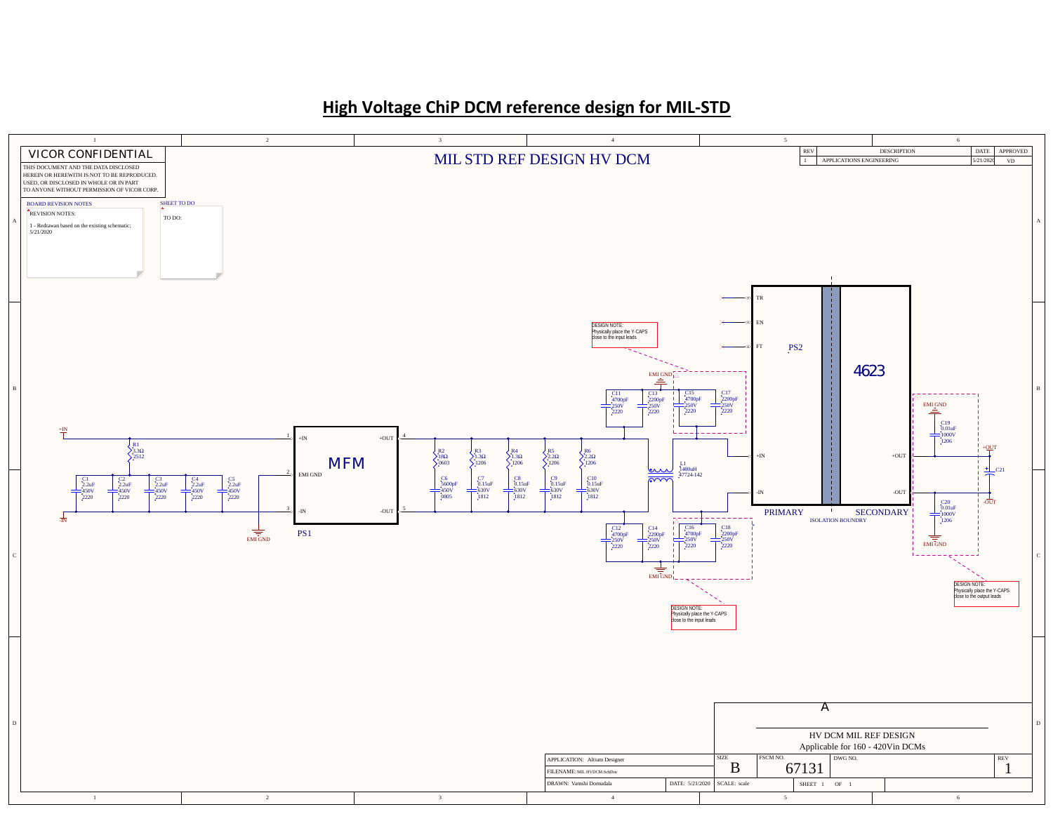# High Voltage ChiP DCM reference design for MIL-STD

VICOR CONFIDENTIAL

THIS DOCUMENT AND THE DATA DISCLOSED HEREIN OR HEREWITH IS NOT TO BE REPRODUCED, USED, OR DISCLOSED IN WHOLE OR IN PART TO ANYONE WITHOUT PERMISSION OF VICOR CORP.

MIL STD REF DESIGN HV DCM

| REV | DESCRIPTION | DATE | APPROVED |
|---|---|---|---|
| 1 | APPLICATIONS ENGINEERING | 5/21/2020 | VD |

BOARD REVISION NOTES

REVISION NOTES:

1 - Redrawn based on the existing schematic; 5/21/2020

SHEET TO DO

TO DO:

DESIGN NOTE: Physically place the Y-CAPS close to the input leads

DESIGN NOTE: Physically place the Y-CAPS close to the input leads

DESIGN NOTE: Physically place the Y-CAPS close to the output leads

+IN, -IN, R1 3.3Ω 2512, C1 2.2uF 450V 2220, C2 2.2uF 450V 2220, C3 2.2uF 450V 2220, C4 2.2uF 450V 2220, C5 2.2uF 450V 2220, EMI GND

PS1 MFM: +IN, EMI GND, -IN, +OUT, -OUT

R2 18Ω 0603, C6 5600pF 450V 0805, R3 1.3Ω 1206, C7 0.15uF 630V 1812, R4 1.3Ω 1206, C8 0.15uF 630V 1812, R5 2.2Ω 1206, C9 0.15uF 630V 1812, R6 2.2Ω 1206, C10 0.15uF 630V 1812

C11 4700pF 250V 2220, C13 2200pF 250V 2220, C15 4700pF 250V 2220, C17 2200pF 250V 2220, EMI GND

C12 4700pF 250V 2220, C14 2200pF 250V 2220, C16 4700pF 250V 2220, C18 2200pF 250V 2220, EMI GND

L1 1400uH 47724-142

PS2 4623: TR, EN, FT, +IN, -IN, +OUT, -OUT, PRIMARY, SECONDARY, ISOLATION BOUNDRY

C19 0.01uF 1000V 1206, C20 0.01uF 1000V 1206, EMI GND, C21, +OUT, -OUT

A

HV DCM MIL REF DESIGN
Applicable for 160 - 420Vin DCMs

| APPLICATION: Altium Designer | SIZE: B | FSCM NO.: 67131 | DWG NO. | REV: 1 |
|---|---|---|---|---|
| FILENAME: MIL HVDCM.SchDoc | | | | |
| DRAWN: Vamshi Domudala | DATE: 5/21/2020 | SCALE: scale | SHEET 1 OF 1 | |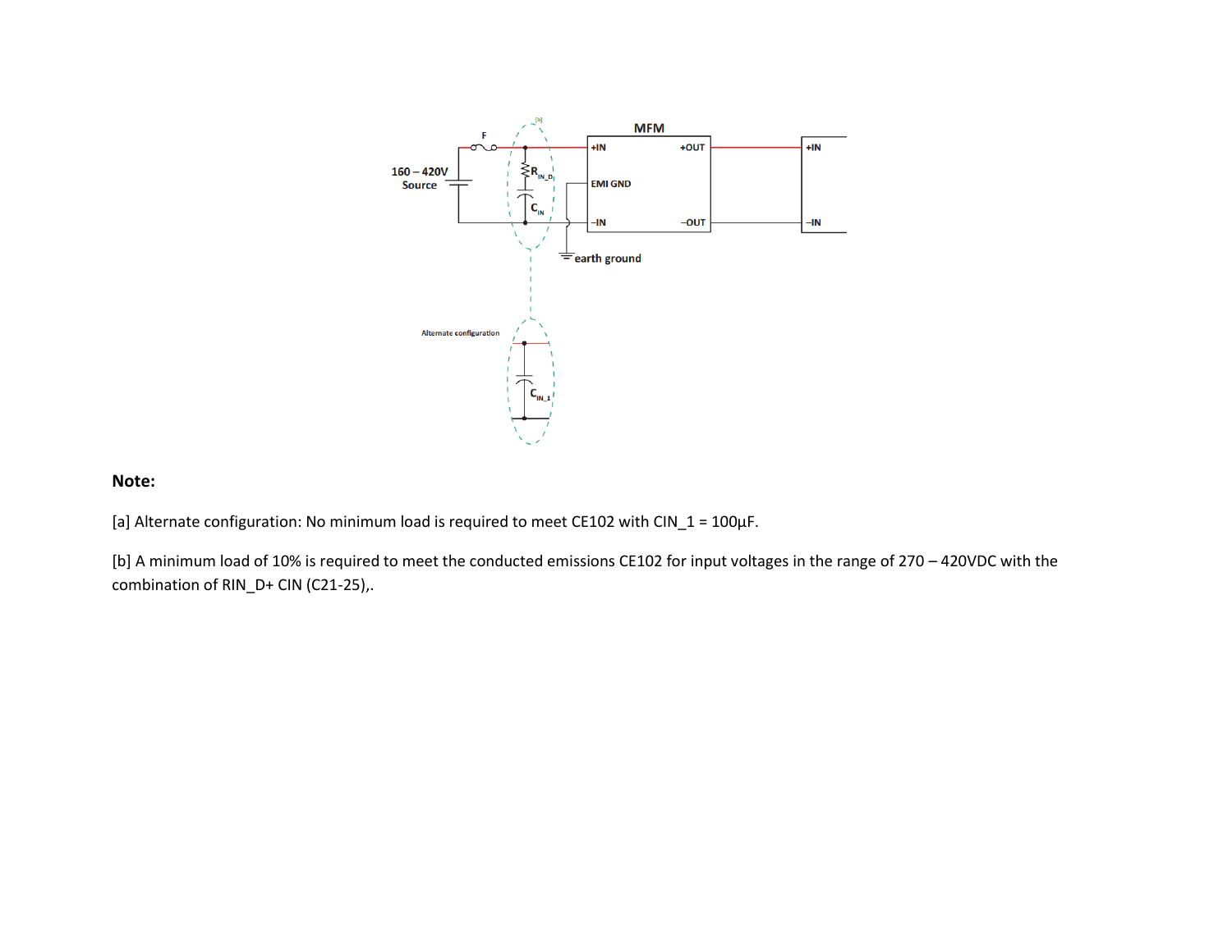**Note:**

[a] Alternate configuration: No minimum load is required to meet CE102 with CIN_1 = 100µF.

[b] A minimum load of 10% is required to meet the conducted emissions CE102 for input voltages in the range of 270 – 420VDC with the combination of RIN_D+ CIN (C21-25),.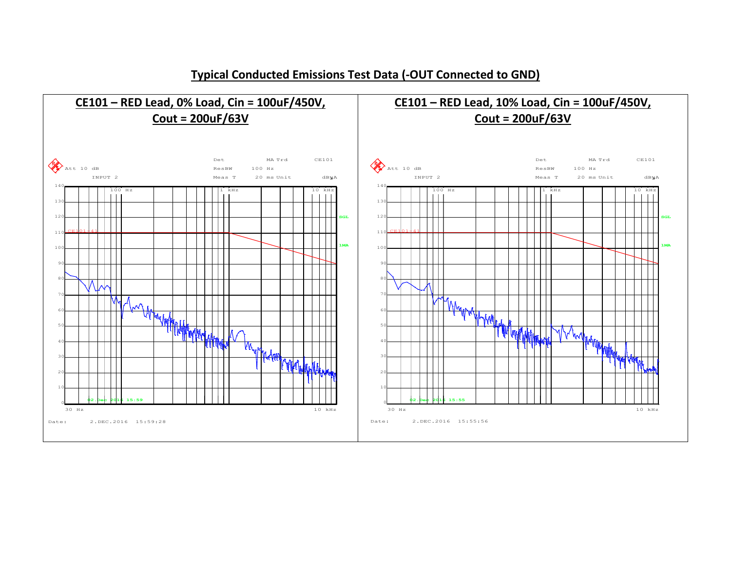## Typical Conducted Emissions Test Data (-OUT Connected to GND)

### CE101 – RED Lead, 0% Load, Cin = 100uF/450V, Cout = 200uF/63V

Att 10 dB
INPUT 2
Det MA Trd
ResBW 100 Hz
Meas T 20 ms Unit dBµA
CE101

Date: 2.DEC.2016 15:59:28

### CE101 – RED Lead, 10% Load, Cin = 100uF/450V, Cout = 200uF/63V

Att 10 dB
INPUT 2
Det MA Trd
ResBW 100 Hz
Meas T 20 ms Unit dBµA
CE101

Date: 2.DEC.2016 15:55:56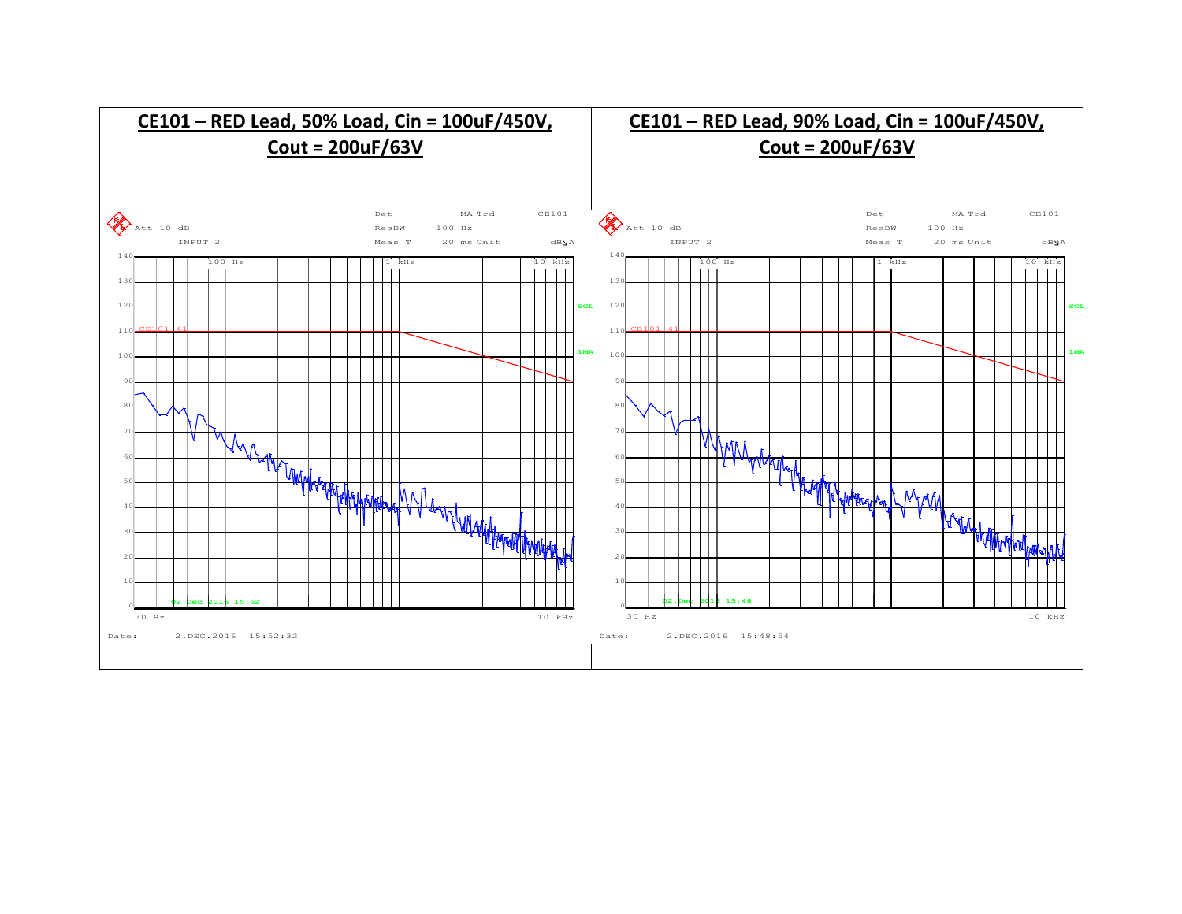**CE101 – RED Lead, 50% Load, Cin = 100uF/450V, Cout = 200uF/63V**

Att 10 dB | INPUT 2 | Det MA Trd | ResBW 100 Hz | Meas T 20 ms Unit dBµA | CE101

30 Hz – 10 kHz

Date: 2.DEC.2016 15:52:32

**CE101 – RED Lead, 90% Load, Cin = 100uF/450V, Cout = 200uF/63V**

Att 10 dB | INPUT 2 | Det MA Trd | ResBW 100 Hz | Meas T 20 ms Unit dBµA | CE101

30 Hz – 10 kHz

Date: 2.DEC.2016 15:48:54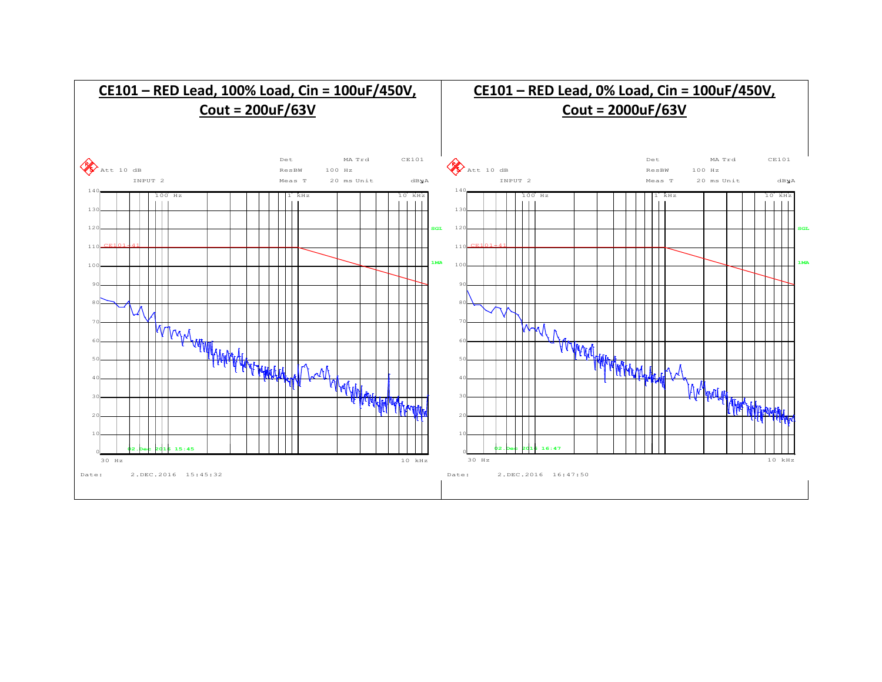**CE101 – RED Lead, 100% Load, Cin = 100uF/450V, Cout = 200uF/63V**

Att 10 dB | INPUT 2 | Det | ResBW 100 Hz | Meas T 20 ms | MA Trd | Unit dBµA | CE101

Date: 2.DEC.2016 15:45:32

**CE101 – RED Lead, 0% Load, Cin = 100uF/450V, Cout = 2000uF/63V**

Att 10 dB | INPUT 2 | Det | ResBW 100 Hz | Meas T 20 ms | MA Trd | Unit dBµA | CE101

Date: 2.DEC.2016 16:47:50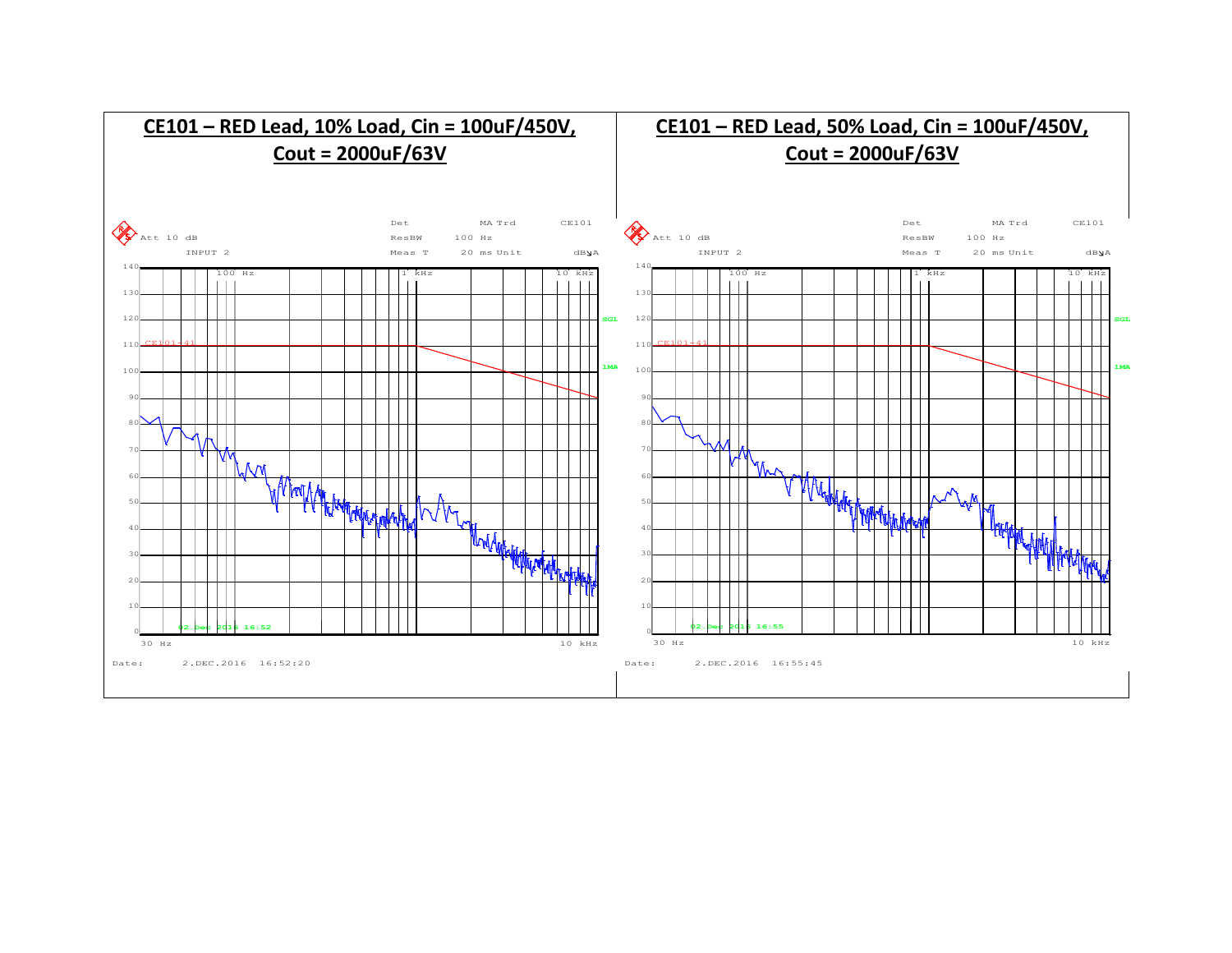**CE101 – RED Lead, 10% Load, Cin = 100uF/450V, Cout = 2000uF/63V**

Att 10 dB
INPUT 2
Det MA Trd
ResBW 100 Hz
Meas T 20 ms Unit
CE101
dBµA
SGL
1MA
CE101-41
02.Dec 2016 16:52
30 Hz 10 kHz
Date: 2.DEC.2016 16:52:20

**CE101 – RED Lead, 50% Load, Cin = 100uF/450V, Cout = 2000uF/63V**

Att 10 dB
INPUT 2
Det MA Trd
ResBW 100 Hz
Meas T 20 ms Unit
CE101
dBµA
SGL
1MA
CE101-41
02.Dec 2016 16:55
30 Hz 10 kHz
Date: 2.DEC.2016 16:55:45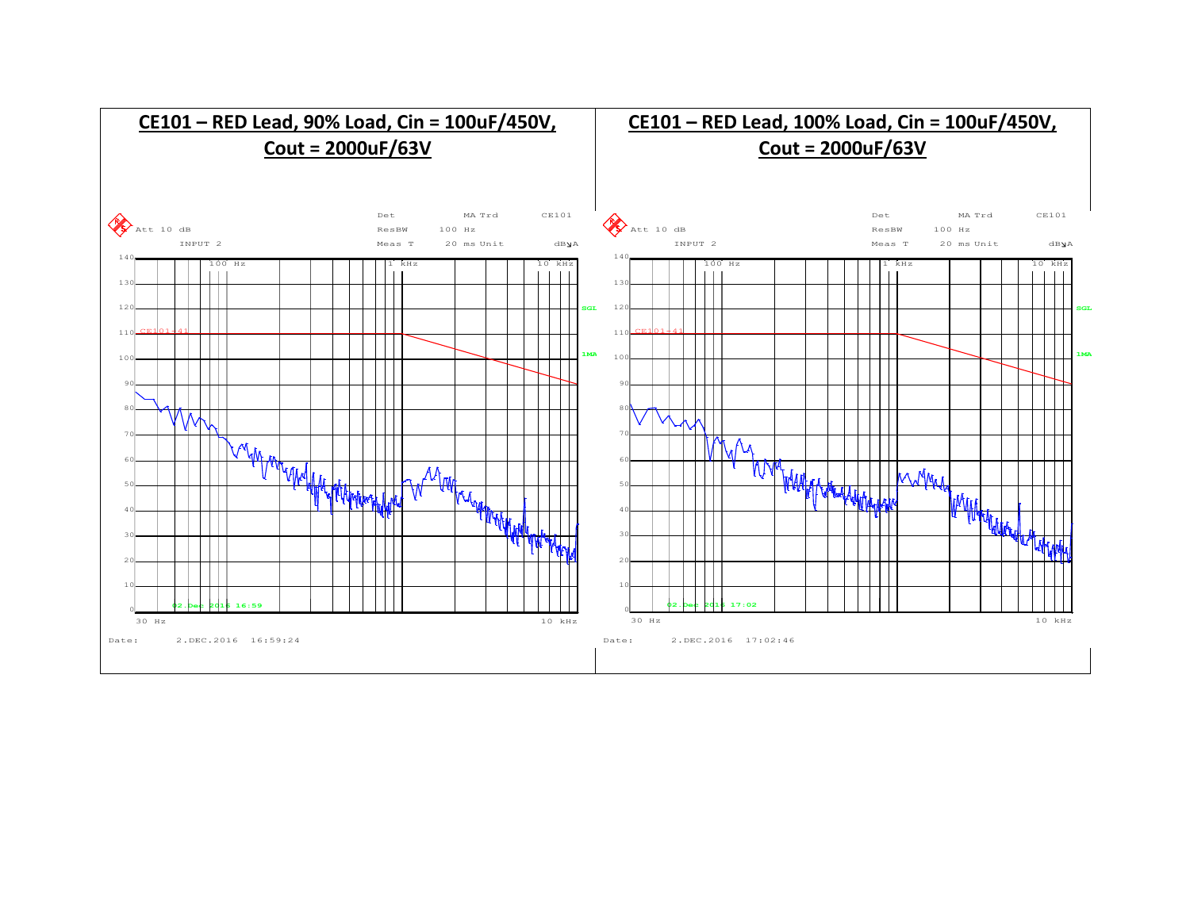**CE101 – RED Lead, 90% Load, Cin = 100uF/450V, Cout = 2000uF/63V**

Att 10 dB

INPUT 2

Det MA Trd CE101

ResBW 100 Hz

Meas T 20 ms Unit dBµA

CE101-4

30 Hz 10 kHz

02.Dec 2016 16:59

Date: 2.DEC.2016 16:59:24

**CE101 – RED Lead, 100% Load, Cin = 100uF/450V, Cout = 2000uF/63V**

Att 10 dB

INPUT 2

Det MA Trd CE101

ResBW 100 Hz

Meas T 20 ms Unit dBµA

CE101-4

30 Hz 10 kHz

02.Dec 2016 17:02

Date: 2.DEC.2016 17:02:46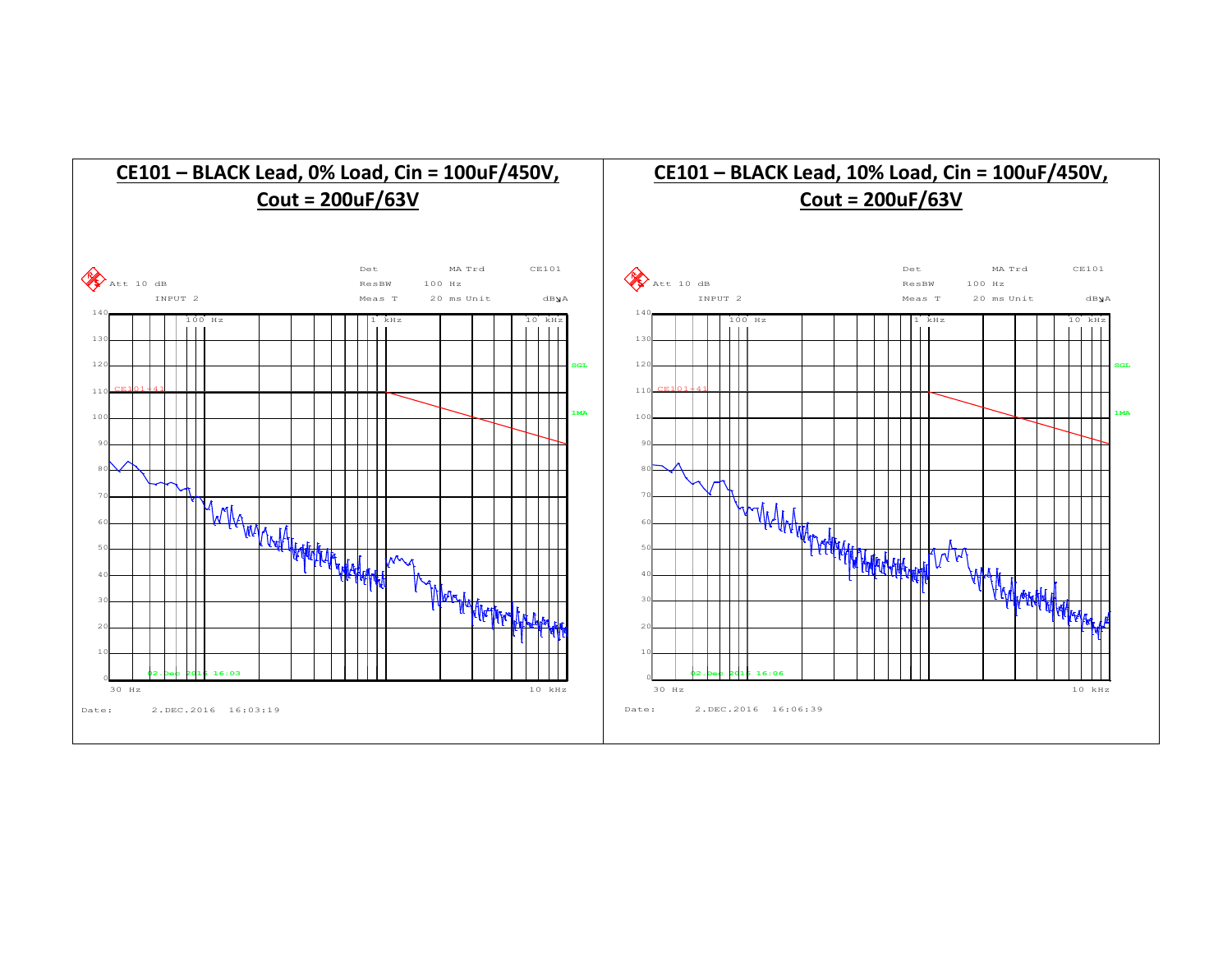**CE101 – BLACK Lead, 0% Load, Cin = 100uF/450V, Cout = 200uF/63V**

Att 10 dB  
INPUT 2  
Det MA Trd  
ResBW 100 Hz  
Meas T 20 ms Unit dBµA  
CE101

CE101-4I

SGL  
1MA

30 Hz 10 kHz

Date: 2.DEC.2016 16:03:19

**CE101 – BLACK Lead, 10% Load, Cin = 100uF/450V, Cout = 200uF/63V**

Att 10 dB  
INPUT 2  
Det MA Trd  
ResBW 100 Hz  
Meas T 20 ms Unit dBµA  
CE101

CE101-4I

SGL  
1MA

30 Hz 10 kHz

Date: 2.DEC.2016 16:06:39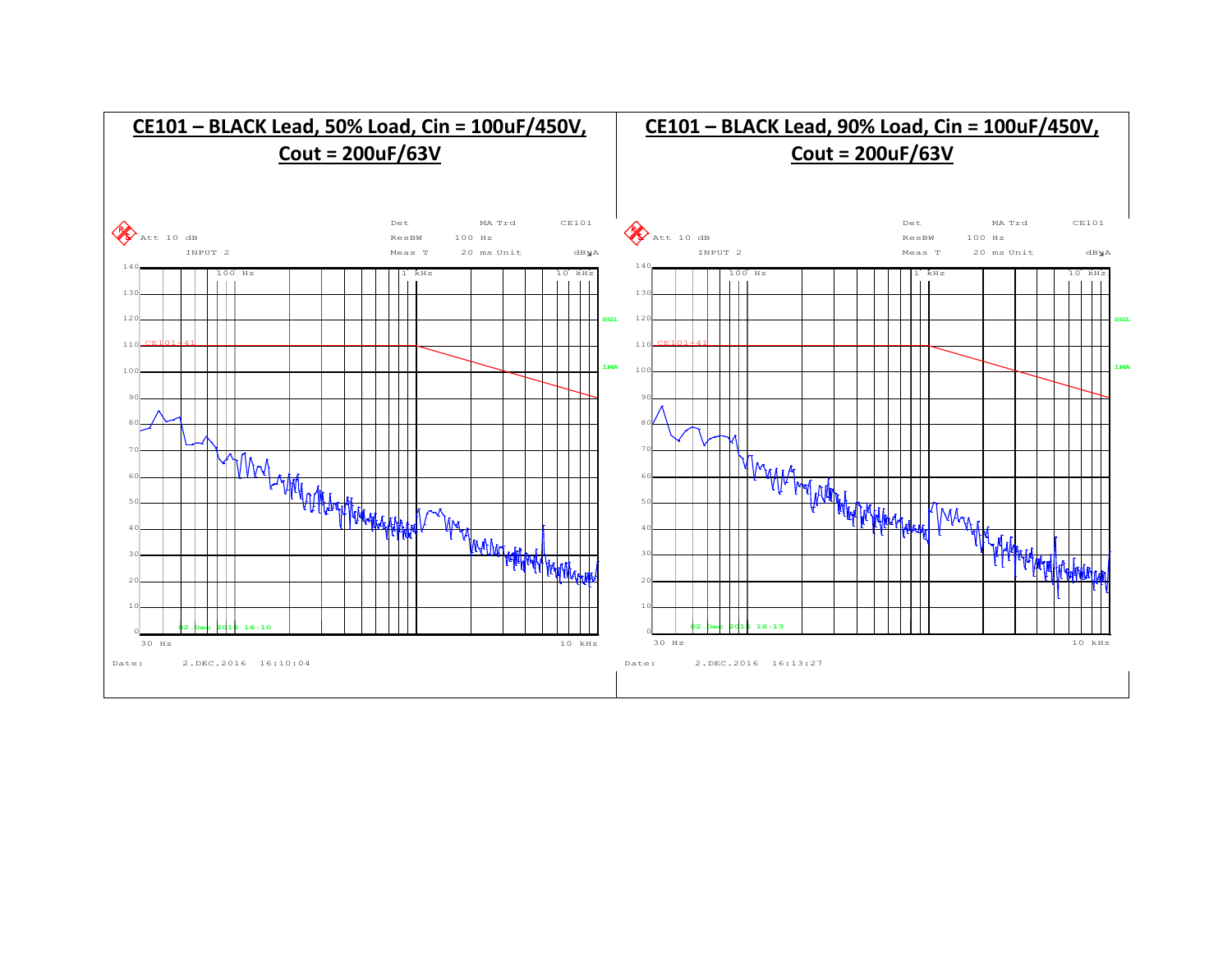**CE101 – BLACK Lead, 50% Load, Cin = 100uF/450V, Cout = 200uF/63V**

Att 10 dB | INPUT 2 | Det MA Trd | ResBW 100 Hz | Meas T 20 ms | Unit dBµA | CE101

CE101-41 | SGL | 1MA

30 Hz – 10 kHz

Date: 2.DEC.2016 16:10:04

**CE101 – BLACK Lead, 90% Load, Cin = 100uF/450V, Cout = 200uF/63V**

Att 10 dB | INPUT 2 | Det MA Trd | ResBW 100 Hz | Meas T 20 ms | Unit dBµA | CE101

CE101-41 | SGL | 1MA

30 Hz – 10 kHz

Date: 2.DEC.2016 16:13:27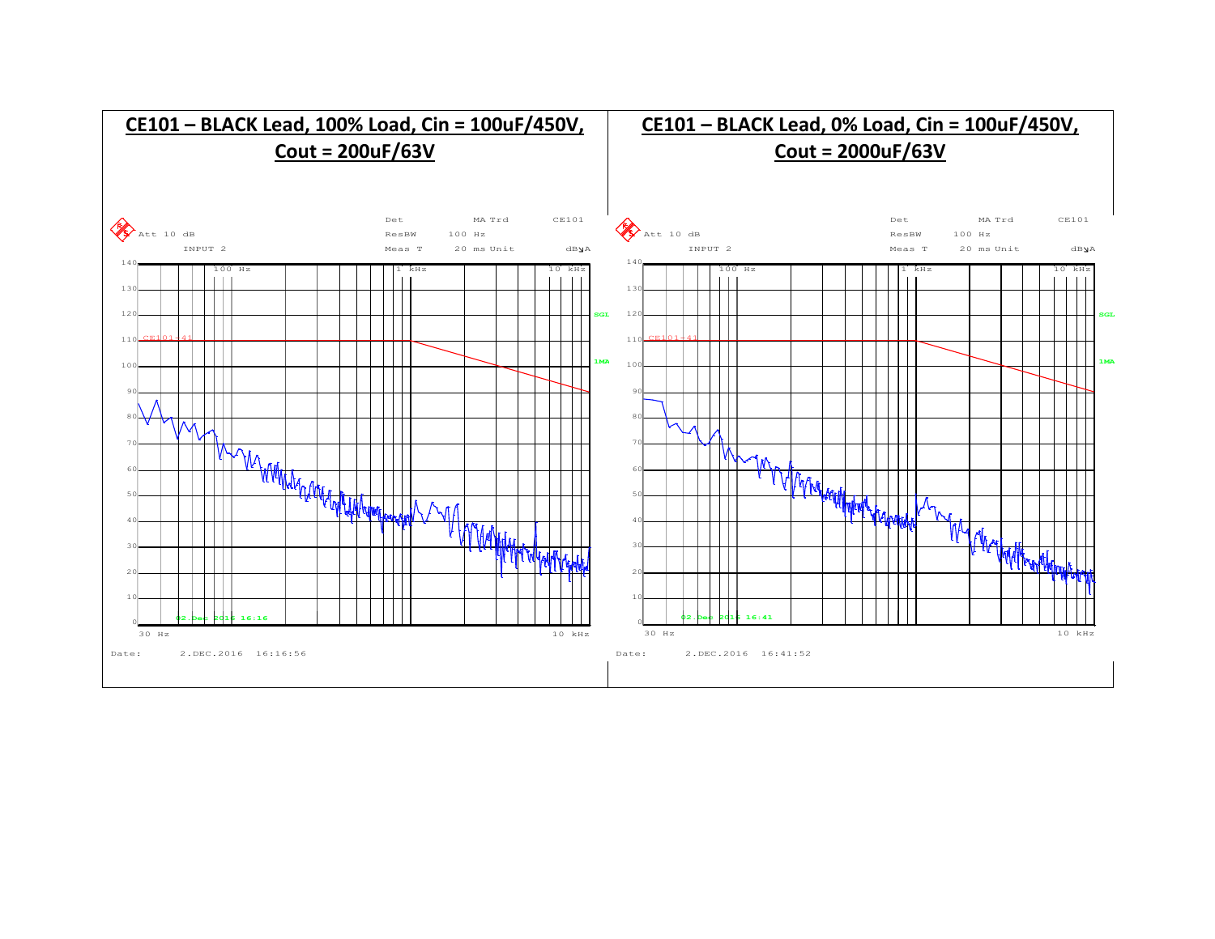**CE101 – BLACK Lead, 100% Load, Cin = 100uF/450V, Cout = 200uF/63V**

Att 10 dB
INPUT 2
Det MA Trd CE101
ResBW 100 Hz
Meas T 20 ms Unit dBµA

CE101-41

02.Dec 2016 16:16

30 Hz 10 kHz

Date: 2.DEC.2016 16:16:56

**CE101 – BLACK Lead, 0% Load, Cin = 100uF/450V, Cout = 2000uF/63V**

Att 10 dB
INPUT 2
Det MA Trd CE101
ResBW 100 Hz
Meas T 20 ms Unit dBµA

CE101-41

02.Dec 2016 16:41

30 Hz 10 kHz

Date: 2.DEC.2016 16:41:52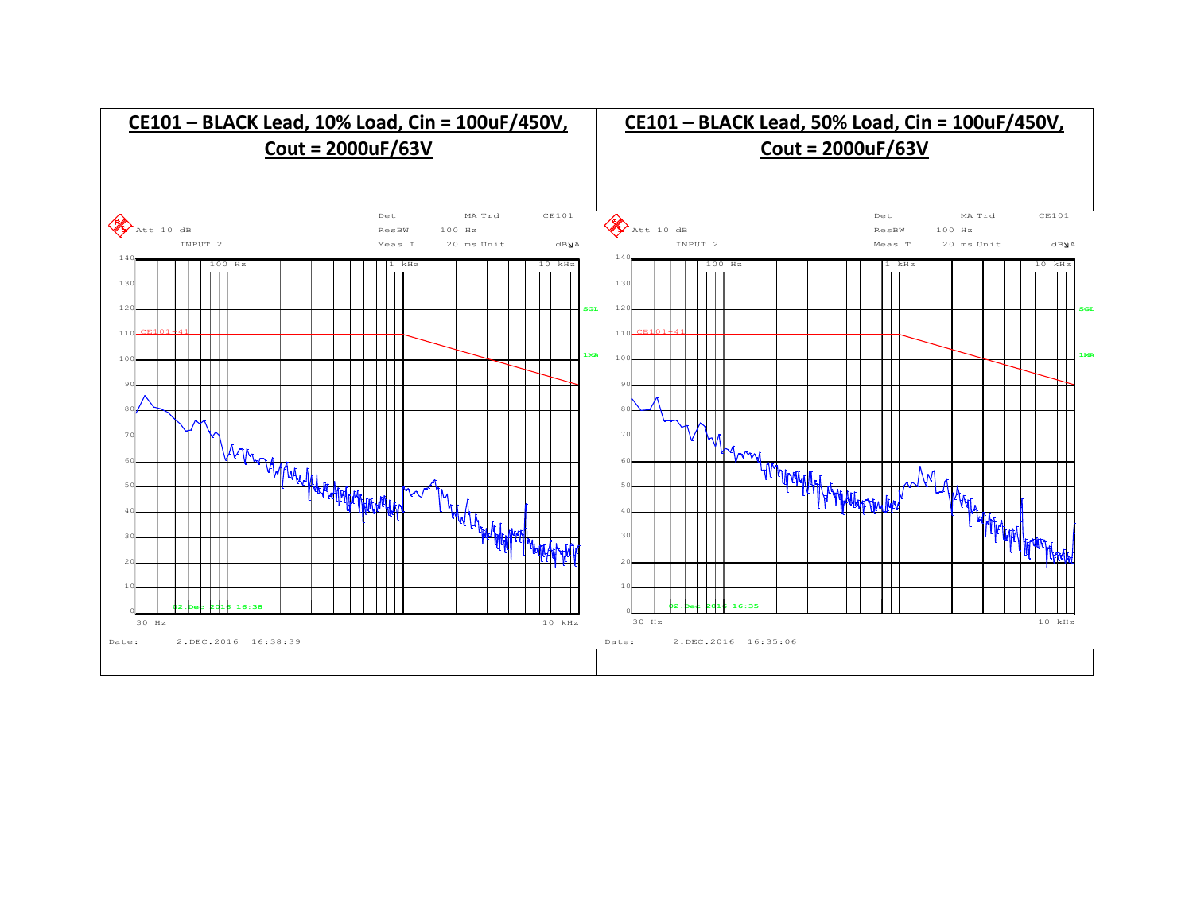## CE101 – BLACK Lead, 10% Load, Cin = 100uF/450V, Cout = 2000uF/63V

Att 10 dB | Det MA Trd | CE101
INPUT 2 | ResBW 100 Hz | Meas T 20 ms Unit dBµA

140, 130, 120, 110, 100, 90, 80, 70, 60, 50, 40, 30, 20, 10, 0

100 Hz | 1 kHz | 10 kHz

CE101-4

SGL

1MA

02.Dec 2016 16:38

30 Hz | 10 kHz

Date: 2.DEC.2016 16:38:39

## CE101 – BLACK Lead, 50% Load, Cin = 100uF/450V, Cout = 2000uF/63V

Att 10 dB | Det MA Trd | CE101
INPUT 2 | ResBW 100 Hz | Meas T 20 ms Unit dBµA

140, 130, 120, 110, 100, 90, 80, 70, 60, 50, 40, 30, 20, 10, 0

100 Hz | 1 kHz | 10 kHz

CE101-4

SGL

1MA

02.Dec 2016 16:35

30 Hz | 10 kHz

Date: 2.DEC.2016 16:35:06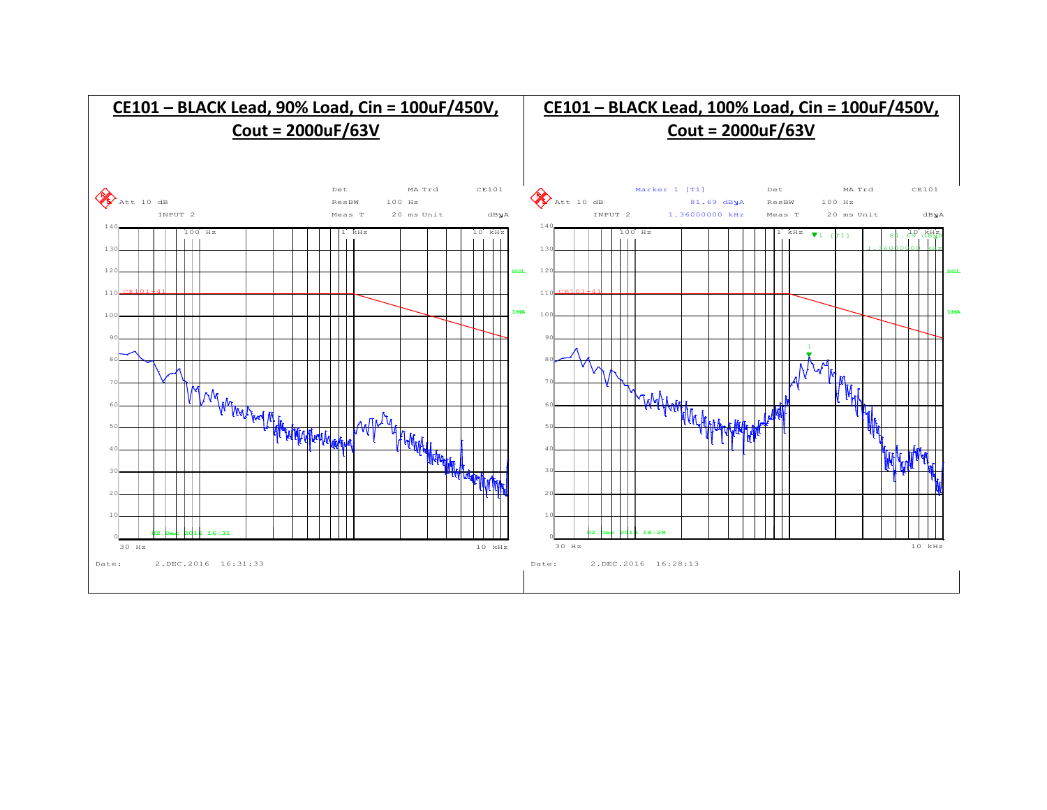## CE101 – BLACK Lead, 90% Load, Cin = 100uF/450V, Cout = 2000uF/63V

Att 10 dB
INPUT 2
Det MA Trd
ResBW 100 Hz
Meas T 20 ms Unit dBμA
CE101

CE101-41
SGL
1MA

30 Hz 10 kHz

Date: 2.DEC.2016 16:31:33

## CE101 – BLACK Lead, 100% Load, Cin = 100uF/450V, Cout = 2000uF/63V

Marker 1 [T1] 81.69 dBμA 1.36000000 kHz

Att 10 dB
INPUT 2
Det MA Trd
ResBW 100 Hz
Meas T 20 ms Unit dBμA
CE101

CE101-41
SGL
1MA

30 Hz 10 kHz

Date: 2.DEC.2016 16:28:13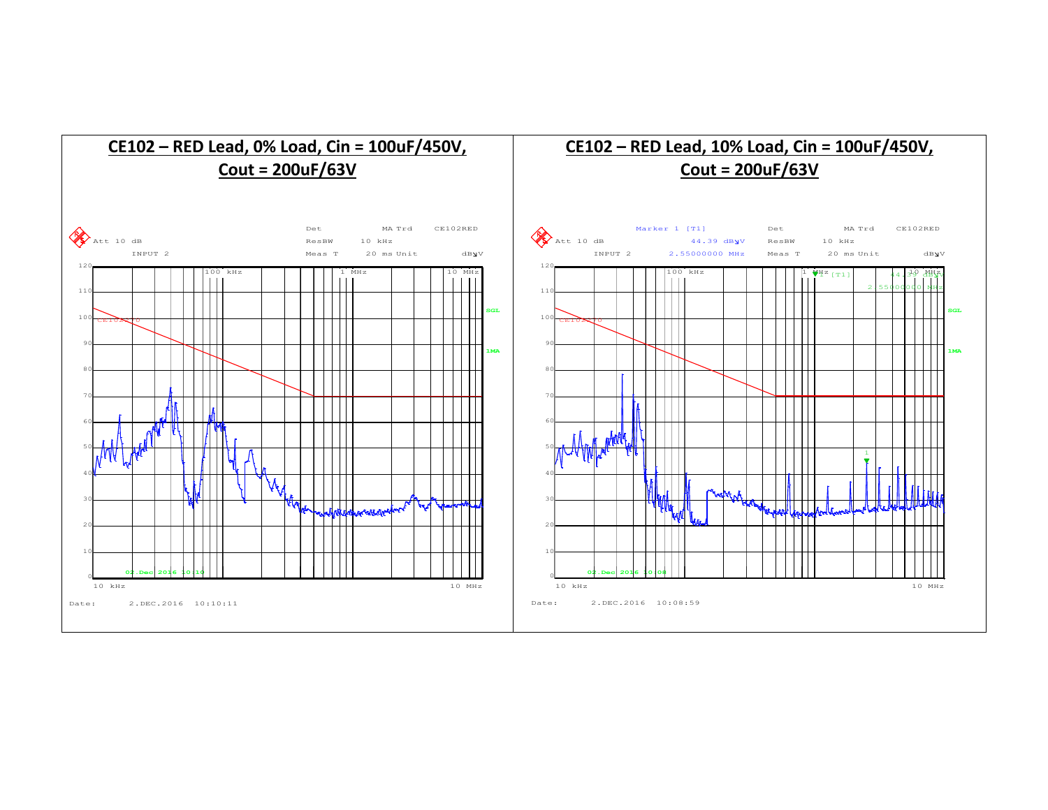## CE102 – RED Lead, 0% Load, Cin = 100uF/450V, Cout = 200uF/63V

Att 10 dB
INPUT 2
Det MA Trd CE102RED
ResBW 10 kHz
Meas T 20 ms Unit dBµV

10 kHz — 10 MHz

Date: 2.DEC.2016 10:10:11

## CE102 – RED Lead, 10% Load, Cin = 100uF/450V, Cout = 200uF/63V

Marker 1 [T1] 44.39 dBµV 2.55000000 MHz
Att 10 dB
INPUT 2
Det MA Trd CE102RED
ResBW 10 kHz
Meas T 20 ms Unit dBµV

10 kHz — 10 MHz

Date: 2.DEC.2016 10:08:59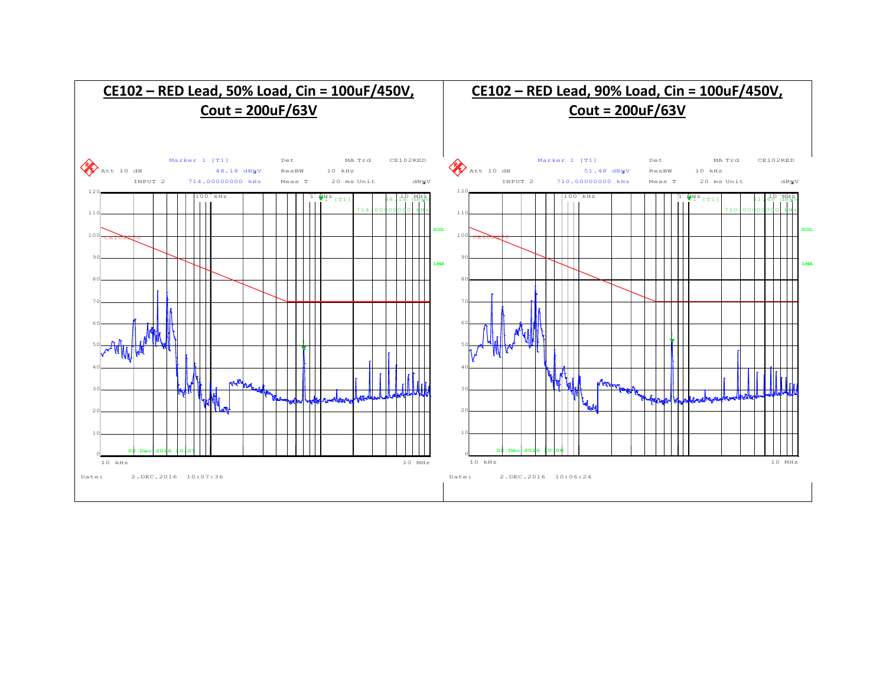## CE102 – RED Lead, 50% Load, Cin = 100uF/450V, Cout = 200uF/63V

Marker 1 [T1] 48.18 dBµV 714.00000000 kHz

Att 10 dB INPUT 2 Det MA Trd ResBW 10 kHz Meas T 20 ms Unit dBµV CE102RED

Date: 2.DEC.2016 10:07:36

## CE102 – RED Lead, 90% Load, Cin = 100uF/450V, Cout = 200uF/63V

Marker 1 [T1] 51.48 dBµV 710.00000000 kHz

Att 10 dB INPUT 2 Det MA Trd ResBW 10 kHz Meas T 20 ms Unit dBµV CE102RED

Date: 2.DEC.2016 10:06:24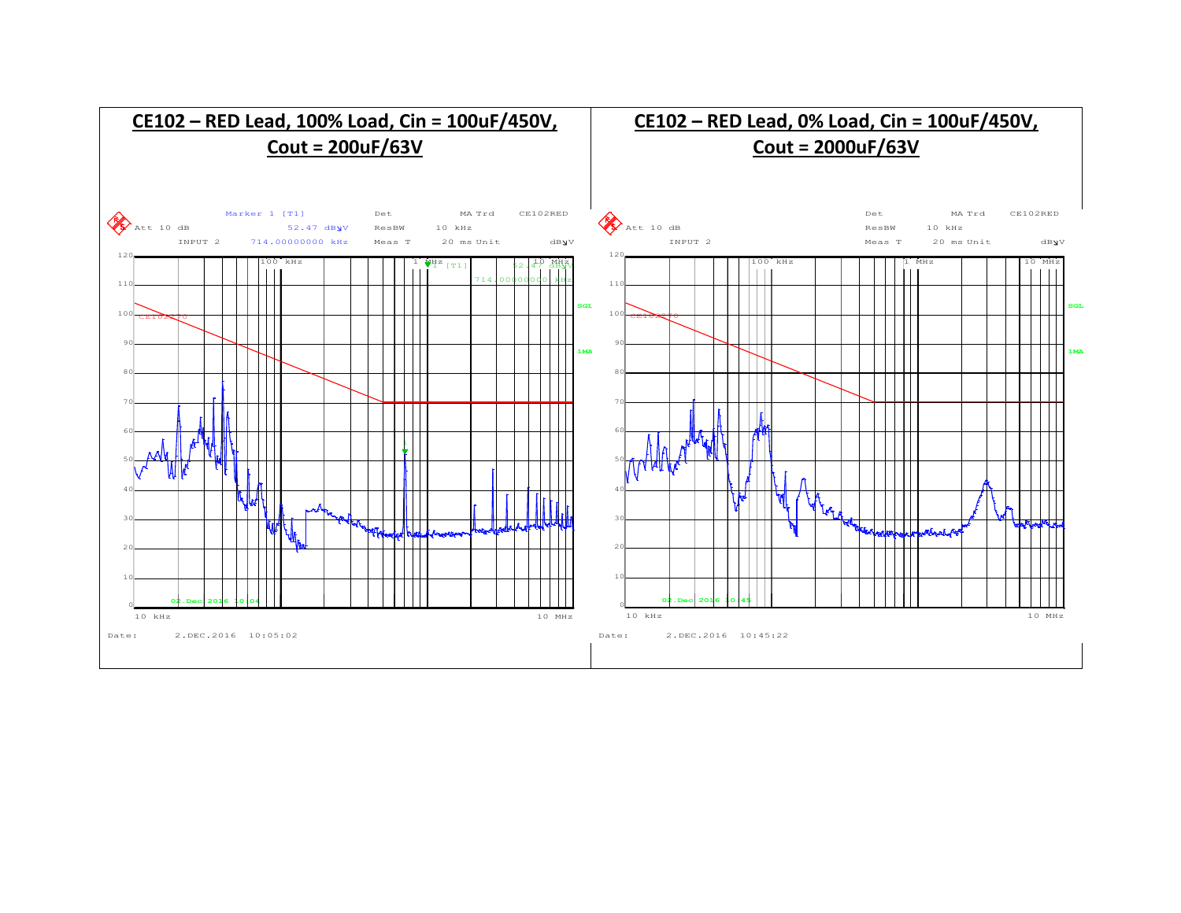**CE102 – RED Lead, 100% Load, Cin = 100uF/450V, Cout = 200uF/63V**

Marker 1 [T1] 52.47 dBµV 714.00000000 kHz
Att 10 dB INPUT 2
Det MA Trd CE102RED
ResBW 10 kHz
Meas T 20 ms Unit dBµV

Date: 2.DEC.2016 10:05:02

**CE102 – RED Lead, 0% Load, Cin = 100uF/450V, Cout = 2000uF/63V**

Att 10 dB INPUT 2
Det MA Trd CE102RED
ResBW 10 kHz
Meas T 20 ms Unit dBµV

Date: 2.DEC.2016 10:45:22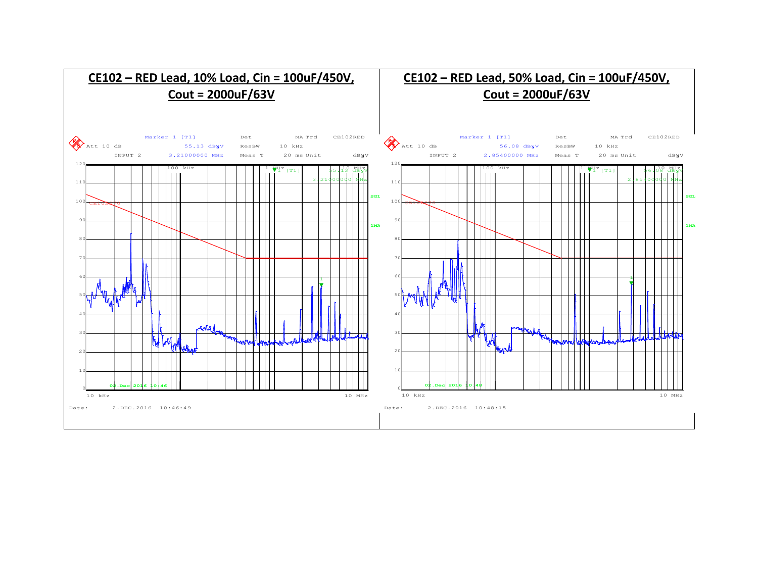## CE102 – RED Lead, 10% Load, Cin = 100uF/450V, Cout = 2000uF/63V

Marker 1 [T1] 55.13 dBµV 3.21000000 MHz
Att 10 dB INPUT 2
Det MA Trd
ResBW 10 kHz
Meas T 20 ms Unit dBµV
CE102RED

10 kHz – 10 MHz

Date: 2.DEC.2016 10:46:49

## CE102 – RED Lead, 50% Load, Cin = 100uF/450V, Cout = 2000uF/63V

Marker 1 [T1] 56.08 dBµV 2.85400000 MHz
Att 10 dB INPUT 2
Det MA Trd
ResBW 10 kHz
Meas T 20 ms Unit dBµV
CE102RED

10 kHz – 10 MHz

Date: 2.DEC.2016 10:48:15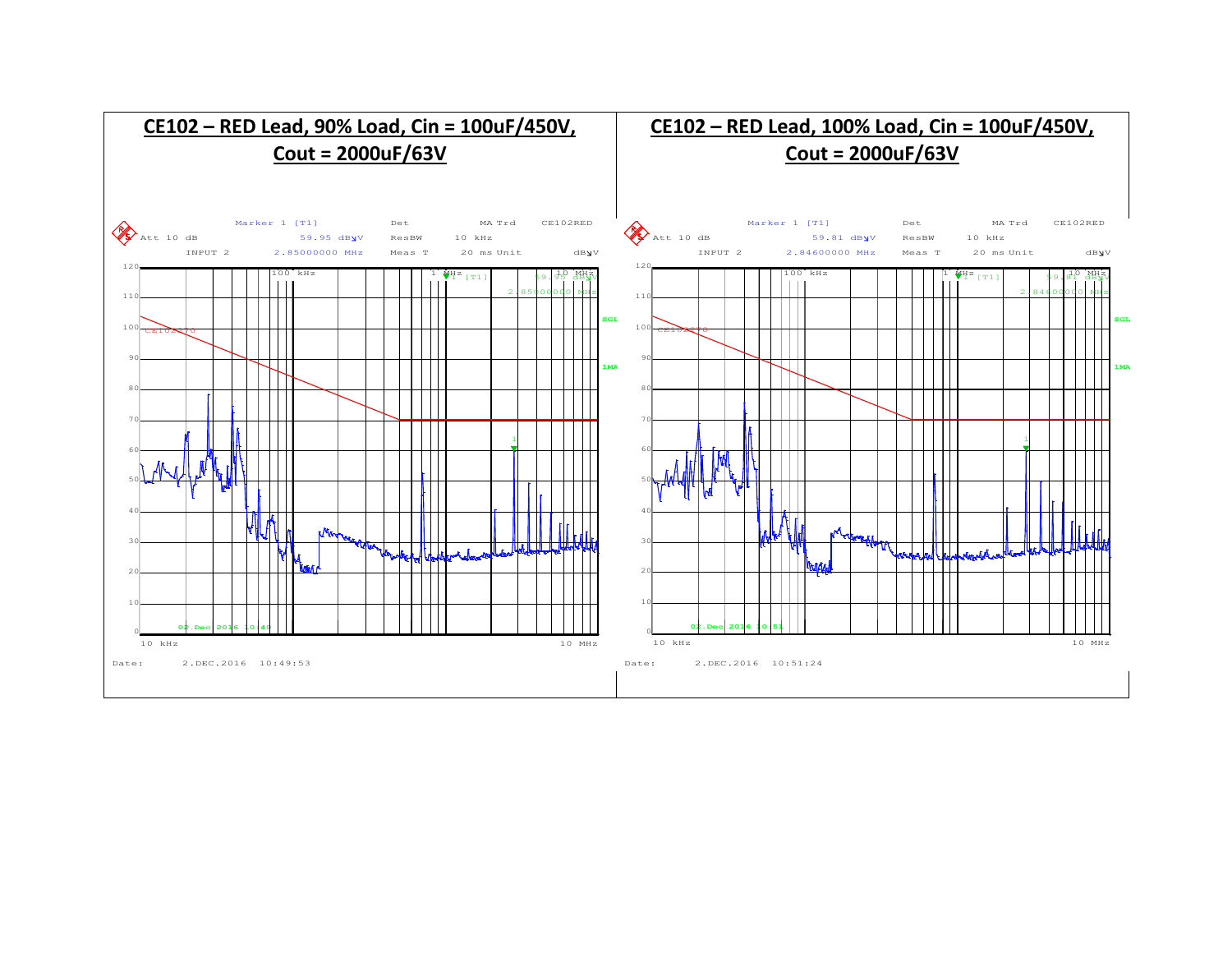## CE102 – RED Lead, 90% Load, Cin = 100uF/450V, Cout = 2000uF/63V

Marker 1 [T1] 59.95 dBµV 2.85000000 MHz

Att 10 dB, INPUT 2, Det MA Trd, ResBW 10 kHz, Meas T 20 ms, Unit dBµV, CE102RED

Date: 2.DEC.2016 10:49:53

## CE102 – RED Lead, 100% Load, Cin = 100uF/450V, Cout = 2000uF/63V

Marker 1 [T1] 59.81 dBµV 2.84600000 MHz

Att 10 dB, INPUT 2, Det MA Trd, ResBW 10 kHz, Meas T 20 ms, Unit dBµV, CE102RED

Date: 2.DEC.2016 10:51:24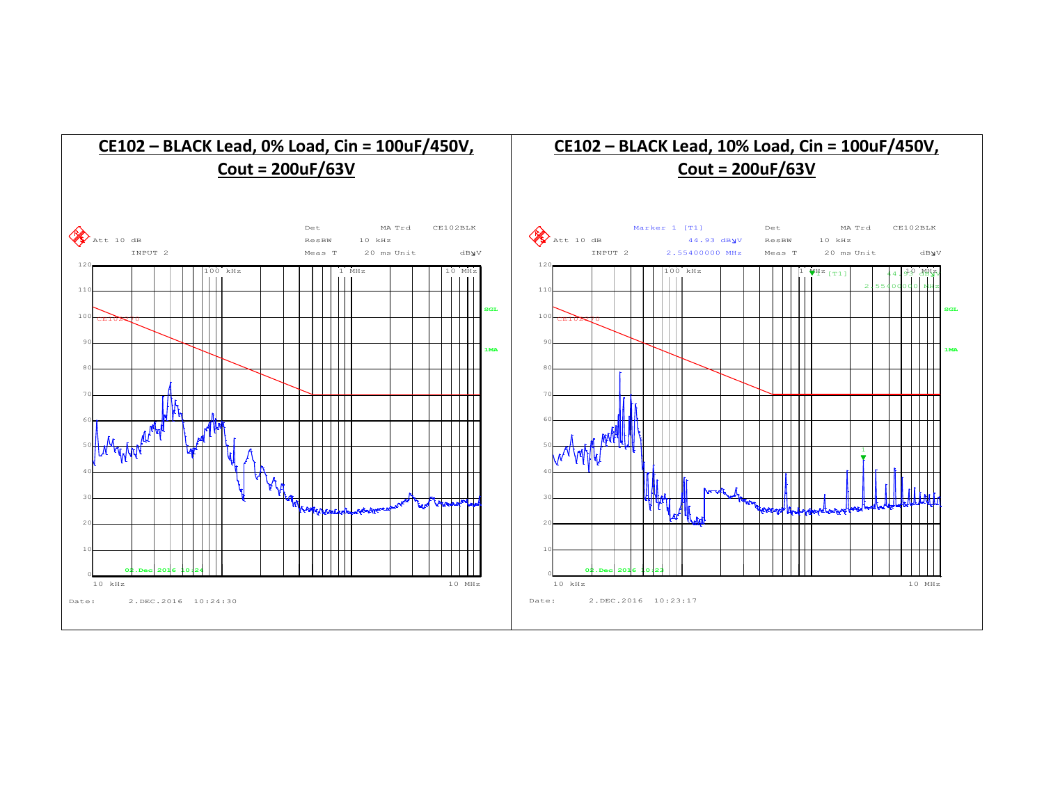## CE102 – BLACK Lead, 0% Load, Cin = 100uF/450V, Cout = 200uF/63V

Att 10 dB
INPUT 2
Det MA Trd CE102BLK
ResBW 10 kHz
Meas T 20 ms Unit dBµV

CE102-70
SGL
1MA
02.Dec 2016 10:24
10 kHz 100 kHz 1 MHz 10 MHz

Date: 2.DEC.2016 10:24:30

## CE102 – BLACK Lead, 10% Load, Cin = 100uF/450V, Cout = 200uF/63V

Att 10 dB
INPUT 2
Marker 1 [T1] 44.93 dBµV 2.55400000 MHz
Det MA Trd CE102BLK
ResBW 10 kHz
Meas T 20 ms Unit dBµV

CE102-70
1 [T1] 44.93 dBµV 2.55400000 MHz
SGL
1MA
02.Dec 2016 10:23
10 kHz 100 kHz 1 MHz 10 MHz

Date: 2.DEC.2016 10:23:17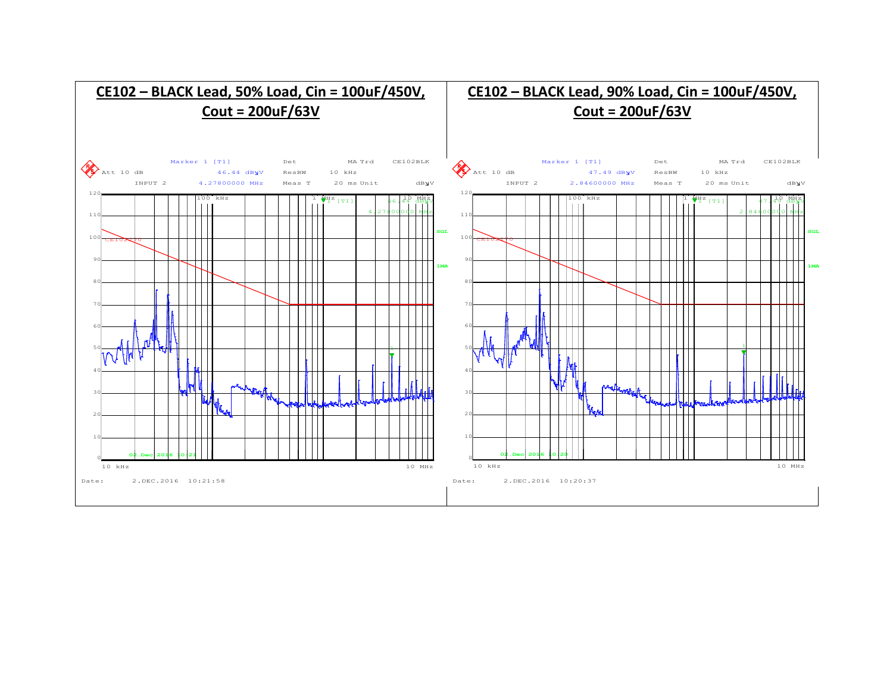## CE102 – BLACK Lead, 50% Load, Cin = 100uF/450V, Cout = 200uF/63V

Marker 1 [T1] 46.44 dBµV 4.27800000 MHz
Att 10 dB INPUT 2
Det MA Trd ResBW 10 kHz Meas T 20 ms Unit dBµV CE102BLK

Date: 2.DEC.2016 10:21:58

## CE102 – BLACK Lead, 90% Load, Cin = 100uF/450V, Cout = 200uF/63V

Marker 1 [T1] 47.49 dBµV 2.84600000 MHz
Att 10 dB INPUT 2
Det MA Trd ResBW 10 kHz Meas T 20 ms Unit dBµV CE102BLK

Date: 2.DEC.2016 10:20:37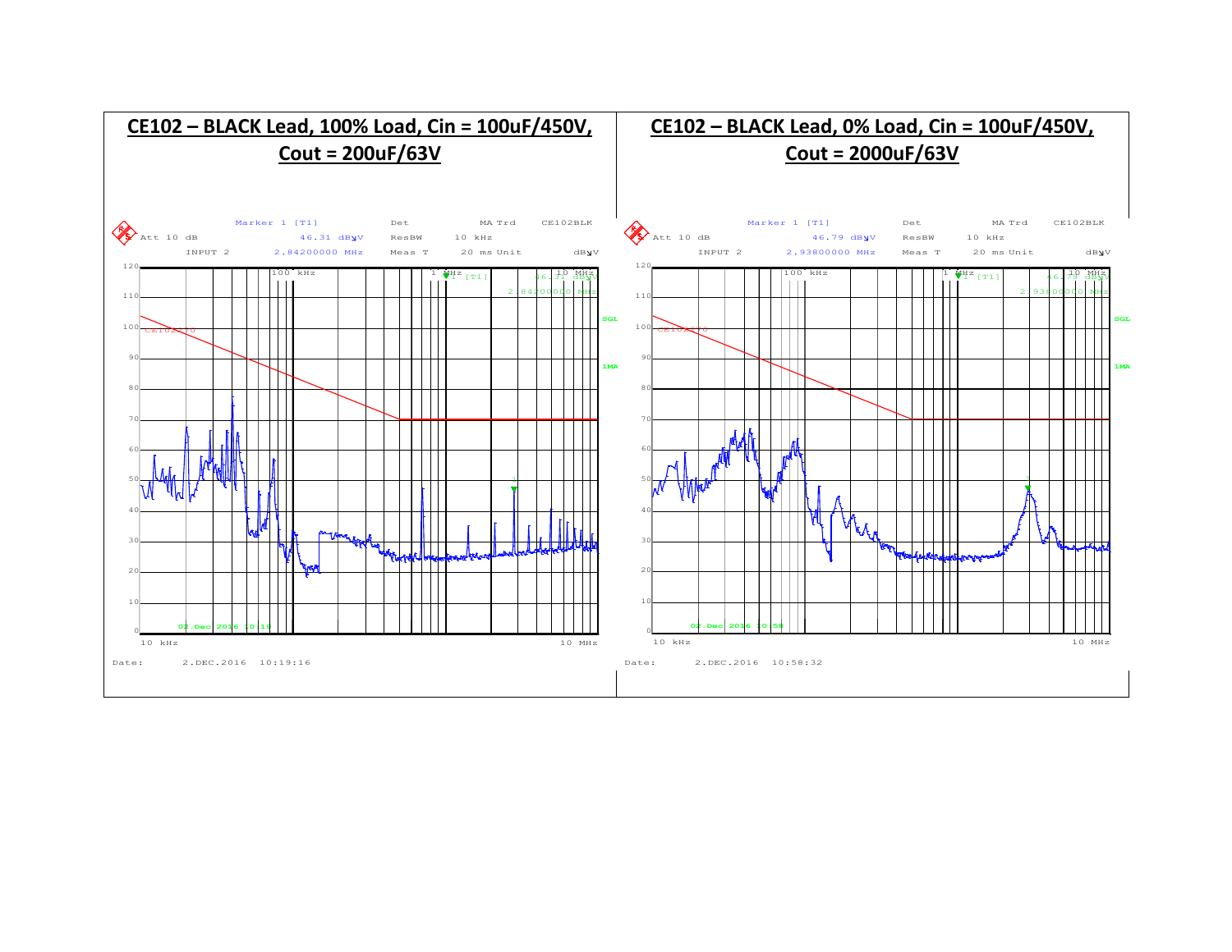## CE102 – BLACK Lead, 100% Load, Cin = 100uF/450V, Cout = 200uF/63V

Att 10 dB | Marker 1 [T1] 46.31 dBµV 2.84200000 MHz | INPUT 2 | Det | ResBW 10 kHz | Meas T 20 ms | MA Trd | Unit dBµV | CE102BLK

Date: 2.DEC.2016 10:19:16

## CE102 – BLACK Lead, 0% Load, Cin = 100uF/450V, Cout = 2000uF/63V

Att 10 dB | Marker 1 [T1] 46.79 dBµV 2.93800000 MHz | INPUT 2 | Det | ResBW 10 kHz | Meas T 20 ms | MA Trd | Unit dBµV | CE102BLK

Date: 2.DEC.2016 10:58:32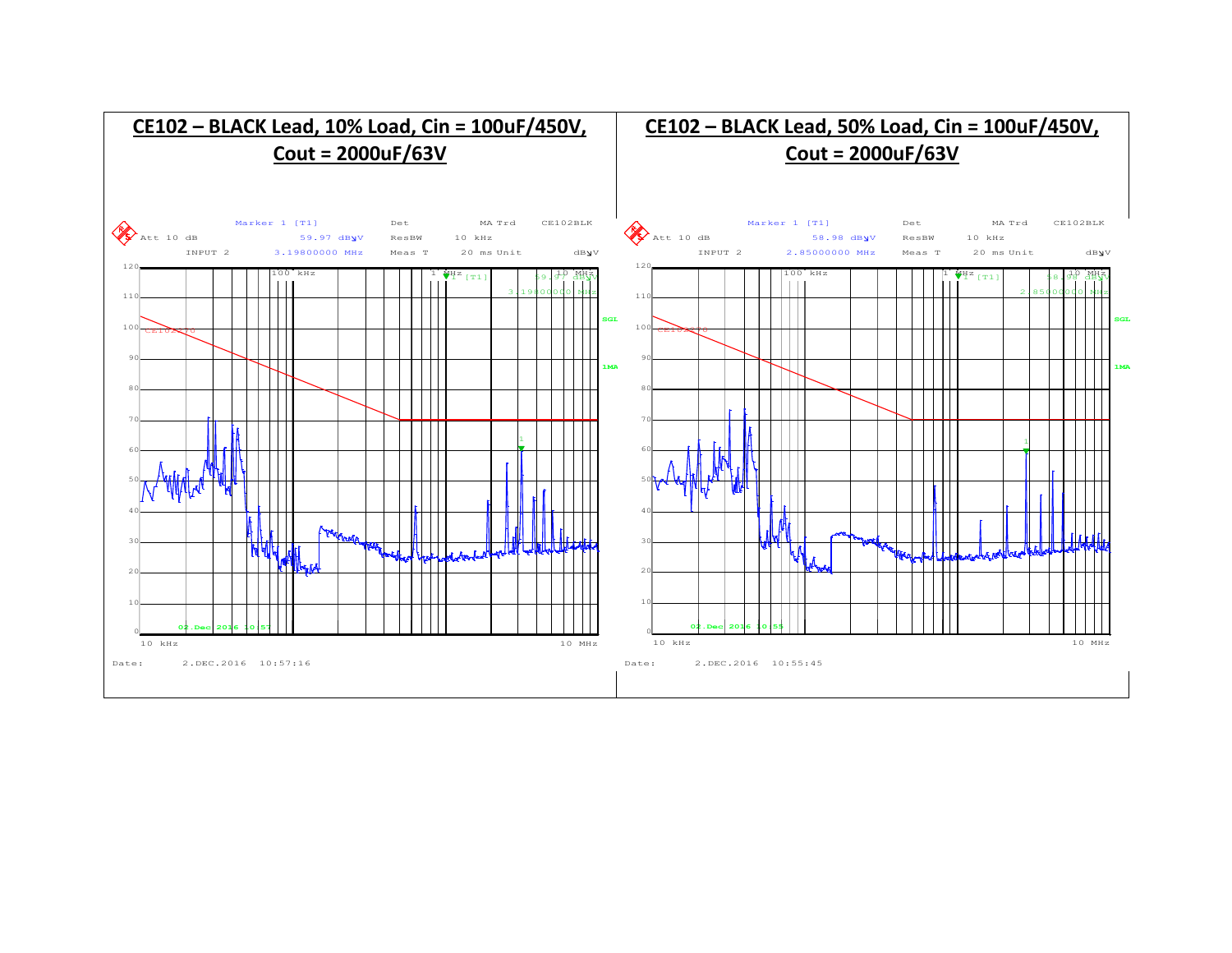## CE102 – BLACK Lead, 10% Load, Cin = 100uF/450V, Cout = 2000uF/63V

Att 10 dB | Marker 1 [T1] 59.97 dBµV 3.19800000 MHz | Det MA Trd | ResBW 10 kHz | Meas T 20 ms | CE102BLK | Unit dBµV

INPUT 2

10 kHz – 10 MHz

Date: 2.DEC.2016 10:57:16

## CE102 – BLACK Lead, 50% Load, Cin = 100uF/450V, Cout = 2000uF/63V

Att 10 dB | Marker 1 [T1] 58.98 dBµV 2.85000000 MHz | Det MA Trd | ResBW 10 kHz | Meas T 20 ms | CE102BLK | Unit dBµV

INPUT 2

10 kHz – 10 MHz

Date: 2.DEC.2016 10:55:45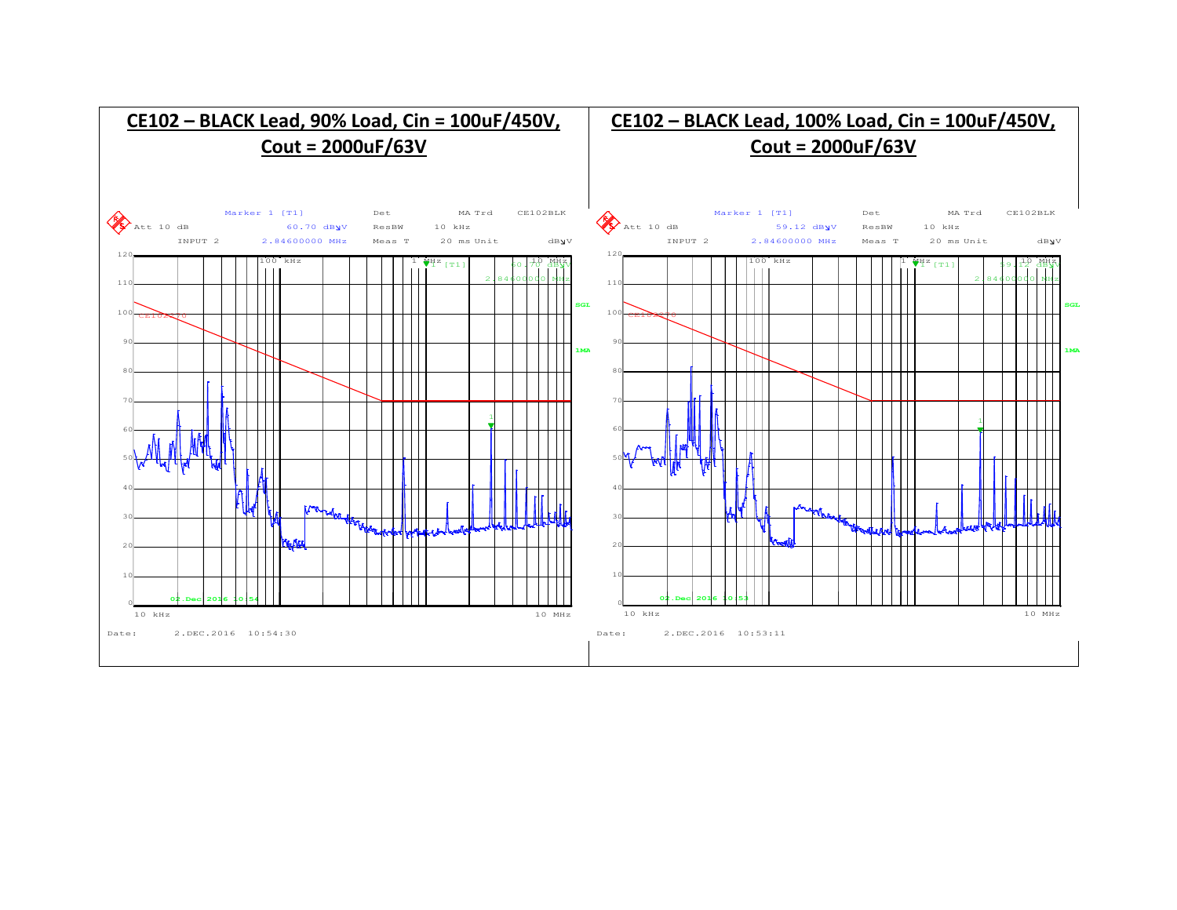## CE102 – BLACK Lead, 90% Load, Cin = 100uF/450V, Cout = 2000uF/63V

Marker 1 [T1] 60.70 dBµV 2.84600000 MHz

Att 10 dB INPUT 2 Det MA Trd ResBW 10 kHz Meas T 20 ms Unit dBµV CE102BLK

Date: 2.DEC.2016 10:54:30

## CE102 – BLACK Lead, 100% Load, Cin = 100uF/450V, Cout = 2000uF/63V

Marker 1 [T1] 59.12 dBµV 2.84600000 MHz

Att 10 dB INPUT 2 Det MA Trd ResBW 10 kHz Meas T 20 ms Unit dBµV CE102BLK

Date: 2.DEC.2016 10:53:11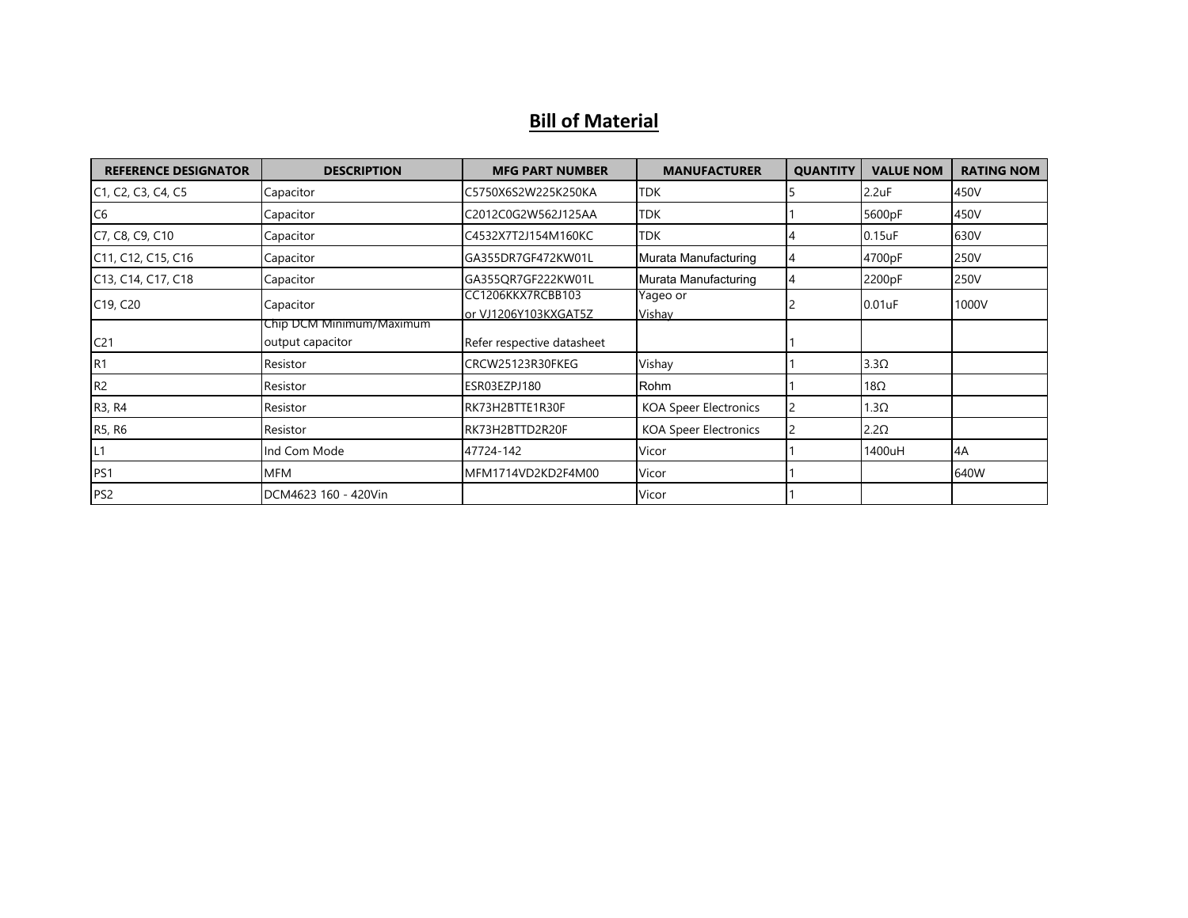## Bill of Material

| REFERENCE DESIGNATOR | DESCRIPTION | MFG PART NUMBER | MANUFACTURER | QUANTITY | VALUE NOM | RATING NOM |
|---|---|---|---|---|---|---|
| C1, C2, C3, C4, C5 | Capacitor | C5750X6S2W225K250KA | TDK | 5 | 2.2uF | 450V |
| C6 | Capacitor | C2012C0G2W562J125AA | TDK | 1 | 5600pF | 450V |
| C7, C8, C9, C10 | Capacitor | C4532X7T2J154M160KC | TDK | 4 | 0.15uF | 630V |
| C11, C12, C15, C16 | Capacitor | GA355DR7GF472KW01L | Murata Manufacturing | 4 | 4700pF | 250V |
| C13, C14, C17, C18 | Capacitor | GA355QR7GF222KW01L | Murata Manufacturing | 4 | 2200pF | 250V |
| C19, C20 | Capacitor | CC1206KKX7RCBB103 or VJ1206Y103KXGAT5Z | Yageo or Vishay | 2 | 0.01uF | 1000V |
| C21 | Chip DCM Minimum/Maximum output capacitor | Refer respective datasheet | | 1 | | |
| R1 | Resistor | CRCW25123R30FKEG | Vishay | 1 | 3.3Ω | |
| R2 | Resistor | ESR03EZPJ180 | Rohm | 1 | 18Ω | |
| R3, R4 | Resistor | RK73H2BTTE1R30F | KOA Speer Electronics | 2 | 1.3Ω | |
| R5, R6 | Resistor | RK73H2BTTD2R20F | KOA Speer Electronics | 2 | 2.2Ω | |
| L1 | Ind Com Mode | 47724-142 | Vicor | 1 | 1400uH | 4A |
| PS1 | MFM | MFM1714VD2KD2F4M00 | Vicor | 1 | | 640W |
| PS2 | DCM4623 160 - 420Vin | | Vicor | 1 | | |